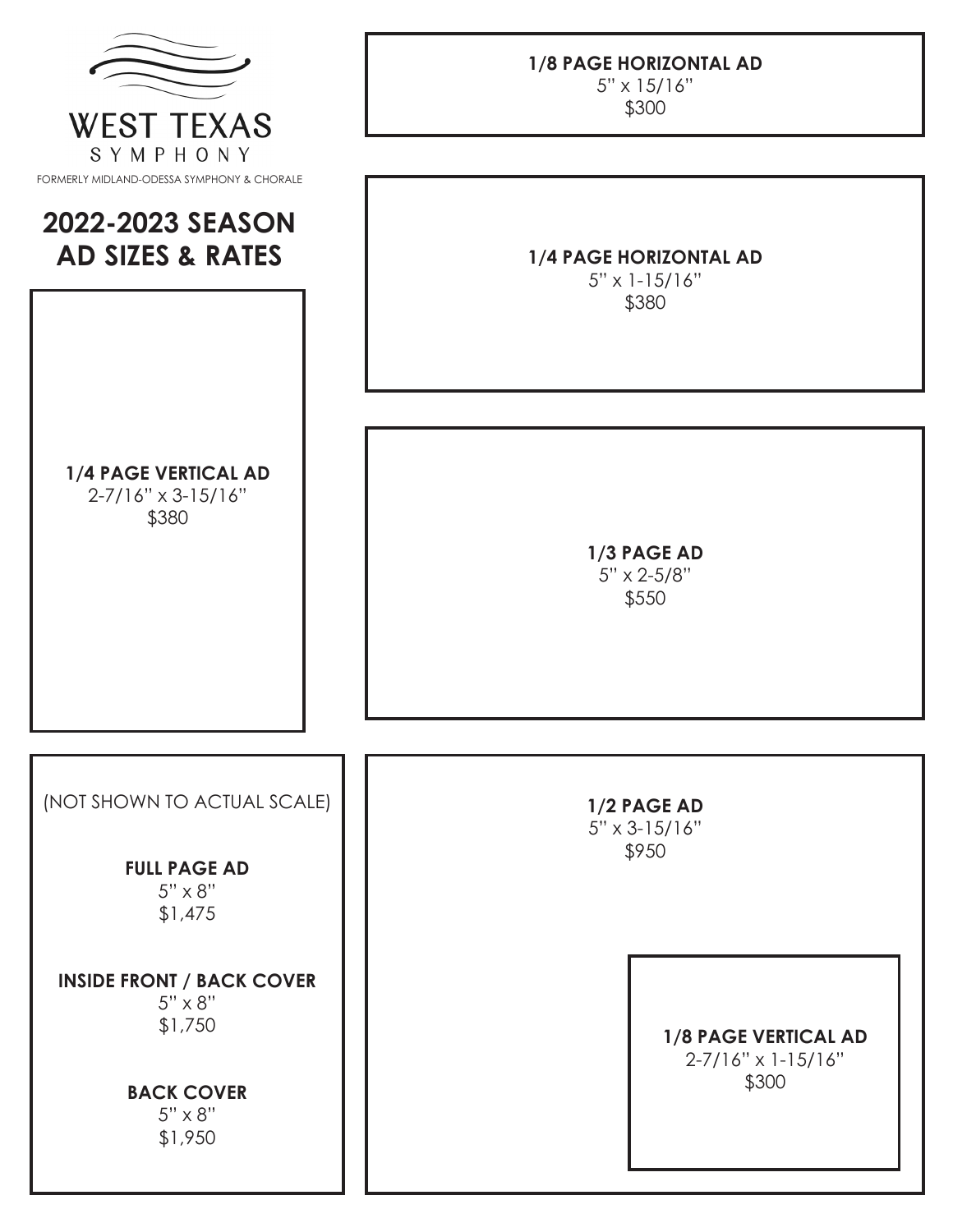# WEST TEXAS
SYMPHONY

FORMERLY MIDLAND-ODESSA SYMPHONY & CHORALE

## 2022-2023 SEASON AD SIZES & RATES

**1/8 PAGE HORIZONTAL AD**
5" x 15/16"
$300

**1/4 PAGE HORIZONTAL AD**
5" x 1-15/16"
$380

**1/4 PAGE VERTICAL AD**
2-7/16" x 3-15/16"
$380

**1/3 PAGE AD**
5" x 2-5/8"
$550

(NOT SHOWN TO ACTUAL SCALE)

**FULL PAGE AD**
5" x 8"
$1,475

**INSIDE FRONT / BACK COVER**
5" x 8"
$1,750

**BACK COVER**
5" x 8"
$1,950

**1/2 PAGE AD**
5" x 3-15/16"
$950

**1/8 PAGE VERTICAL AD**
2-7/16" x 1-15/16"
$300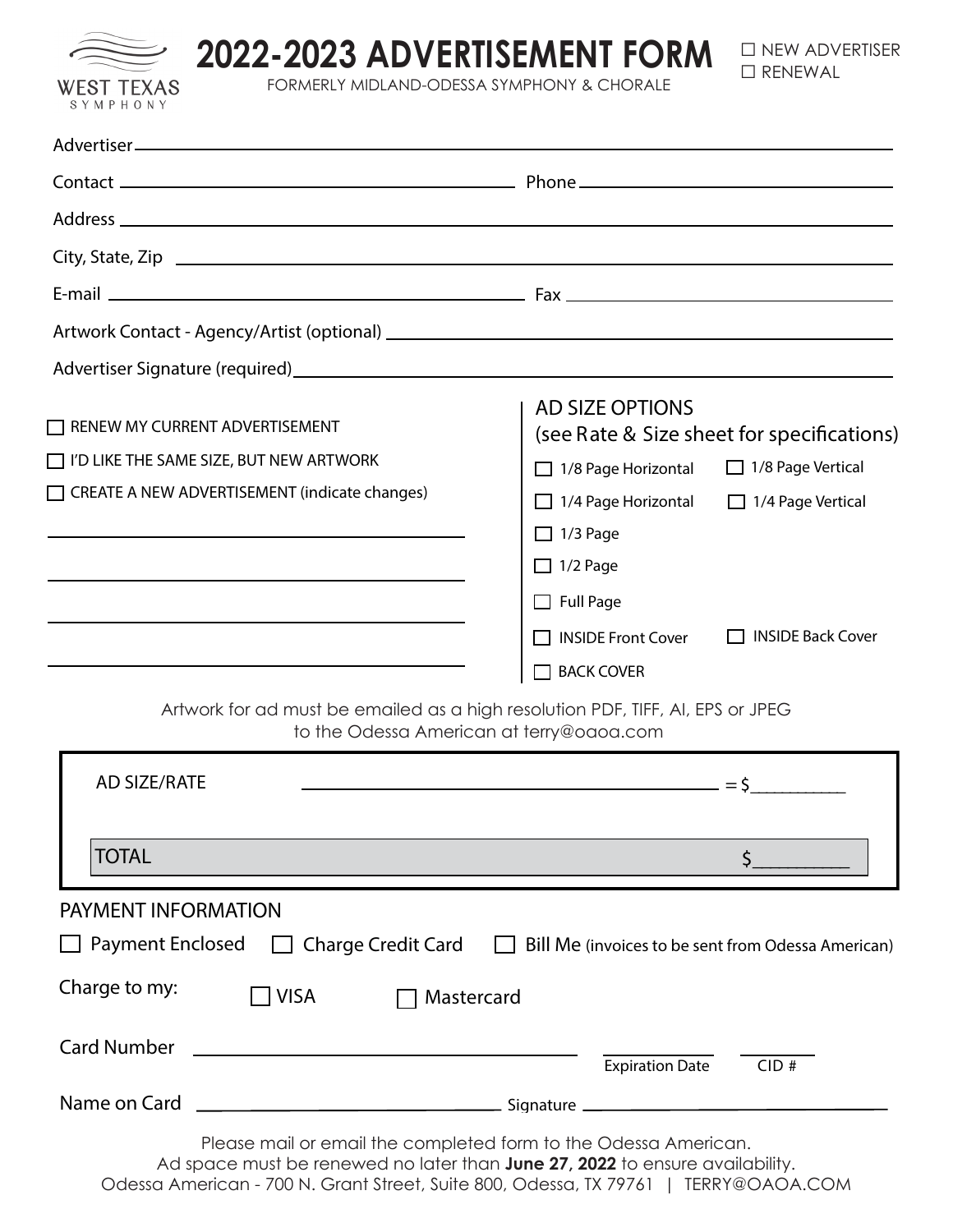WEST TEXAS SYMPHONY

# 2022-2023 ADVERTISEMENT FORM

FORMERLY MIDLAND-ODESSA SYMPHONY & CHORALE

☐ NEW ADVERTISER
☐ RENEWAL

Advertiser ______________________________

Contact ______________________________ Phone ______________________________

Address ______________________________

City, State, Zip ______________________________

E-mail ______________________________ Fax ______________________________

Artwork Contact - Agency/Artist (optional) ______________________________

Advertiser Signature (required) ______________________________

☐ RENEW MY CURRENT ADVERTISEMENT

☐ I'D LIKE THE SAME SIZE, BUT NEW ARTWORK

☐ CREATE A NEW ADVERTISEMENT (indicate changes)

______________________________

______________________________

______________________________

______________________________

## AD SIZE OPTIONS

(see Rate & Size sheet for specifications)

☐ 1/8 Page Horizontal ☐ 1/8 Page Vertical

☐ 1/4 Page Horizontal ☐ 1/4 Page Vertical

☐ 1/3 Page

☐ 1/2 Page

☐ Full Page

☐ INSIDE Front Cover ☐ INSIDE Back Cover

☐ BACK COVER

Artwork for ad must be emailed as a high resolution PDF, TIFF, AI, EPS or JPEG to the Odessa American at terry@oaoa.com

AD SIZE/RATE ______________________________ = $__________

TOTAL $__________

## PAYMENT INFORMATION

☐ Payment Enclosed ☐ Charge Credit Card ☐ Bill Me (invoices to be sent from Odessa American)

Charge to my: ☐ VISA ☐ Mastercard

Card Number ______________________________ __________ Expiration Date __________ CID #

Name on Card ______________________________ Signature ______________________________

Please mail or email the completed form to the Odessa American.
Ad space must be renewed no later than **June 27, 2022** to ensure availability.
Odessa American - 700 N. Grant Street, Suite 800, Odessa, TX 79761 | TERRY@OAOA.COM